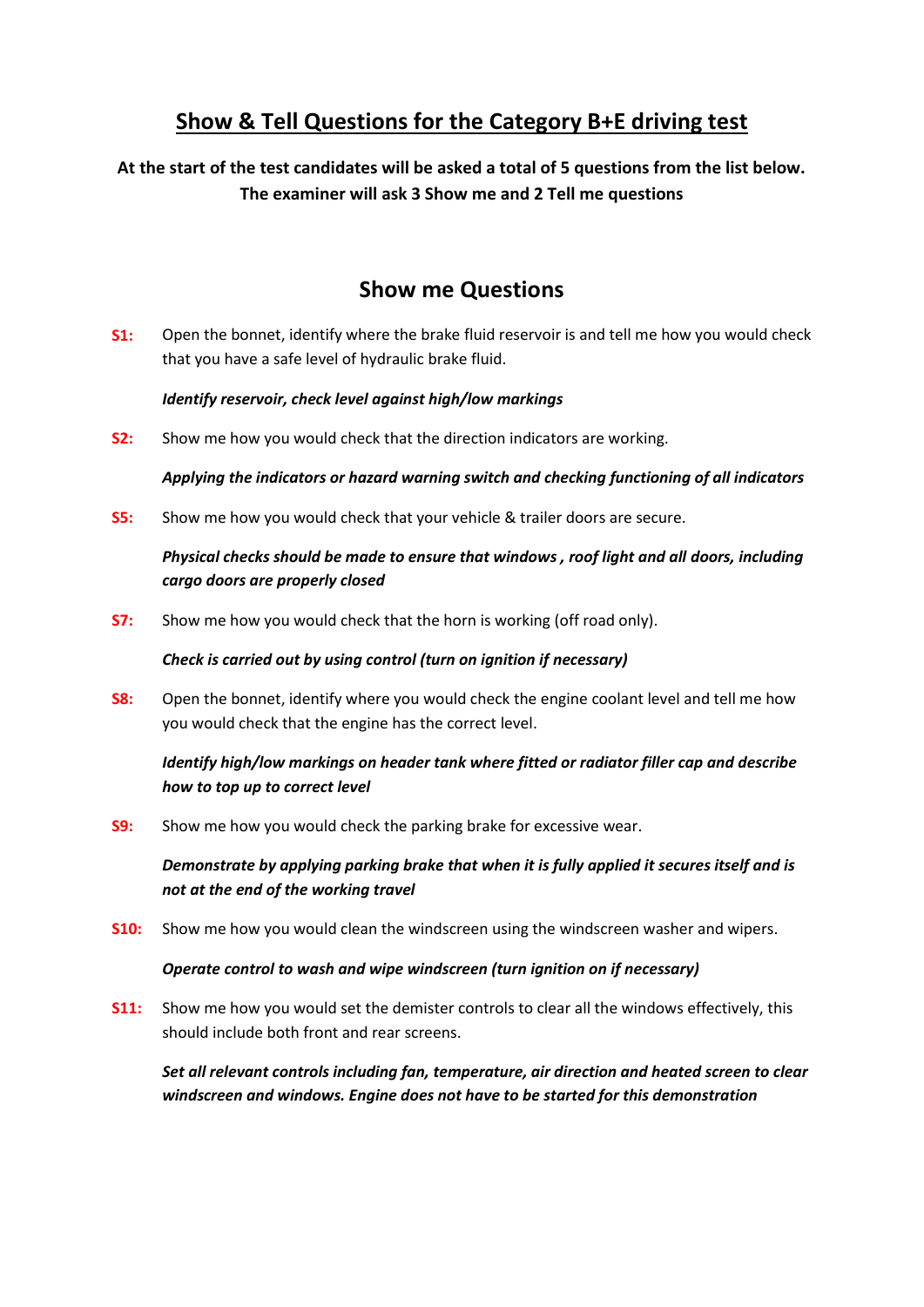# Show & Tell Questions for the Category B+E driving test

**At the start of the test candidates will be asked a total of 5 questions from the list below. The examiner will ask 3 Show me and 2 Tell me questions**

## Show me Questions

**S1:** Open the bonnet, identify where the brake fluid reservoir is and tell me how you would check that you have a safe level of hydraulic brake fluid.

***Identify reservoir, check level against high/low markings***

**S2:** Show me how you would check that the direction indicators are working.

***Applying the indicators or hazard warning switch and checking functioning of all indicators***

**S5:** Show me how you would check that your vehicle & trailer doors are secure.

***Physical checks should be made to ensure that windows , roof light and all doors, including cargo doors are properly closed***

**S7:** Show me how you would check that the horn is working (off road only).

***Check is carried out by using control (turn on ignition if necessary)***

**S8:** Open the bonnet, identify where you would check the engine coolant level and tell me how you would check that the engine has the correct level.

***Identify high/low markings on header tank where fitted or radiator filler cap and describe how to top up to correct level***

**S9:** Show me how you would check the parking brake for excessive wear.

***Demonstrate by applying parking brake that when it is fully applied it secures itself and is not at the end of the working travel***

**S10:** Show me how you would clean the windscreen using the windscreen washer and wipers.

***Operate control to wash and wipe windscreen (turn ignition on if necessary)***

**S11:** Show me how you would set the demister controls to clear all the windows effectively, this should include both front and rear screens.

***Set all relevant controls including fan, temperature, air direction and heated screen to clear windscreen and windows. Engine does not have to be started for this demonstration***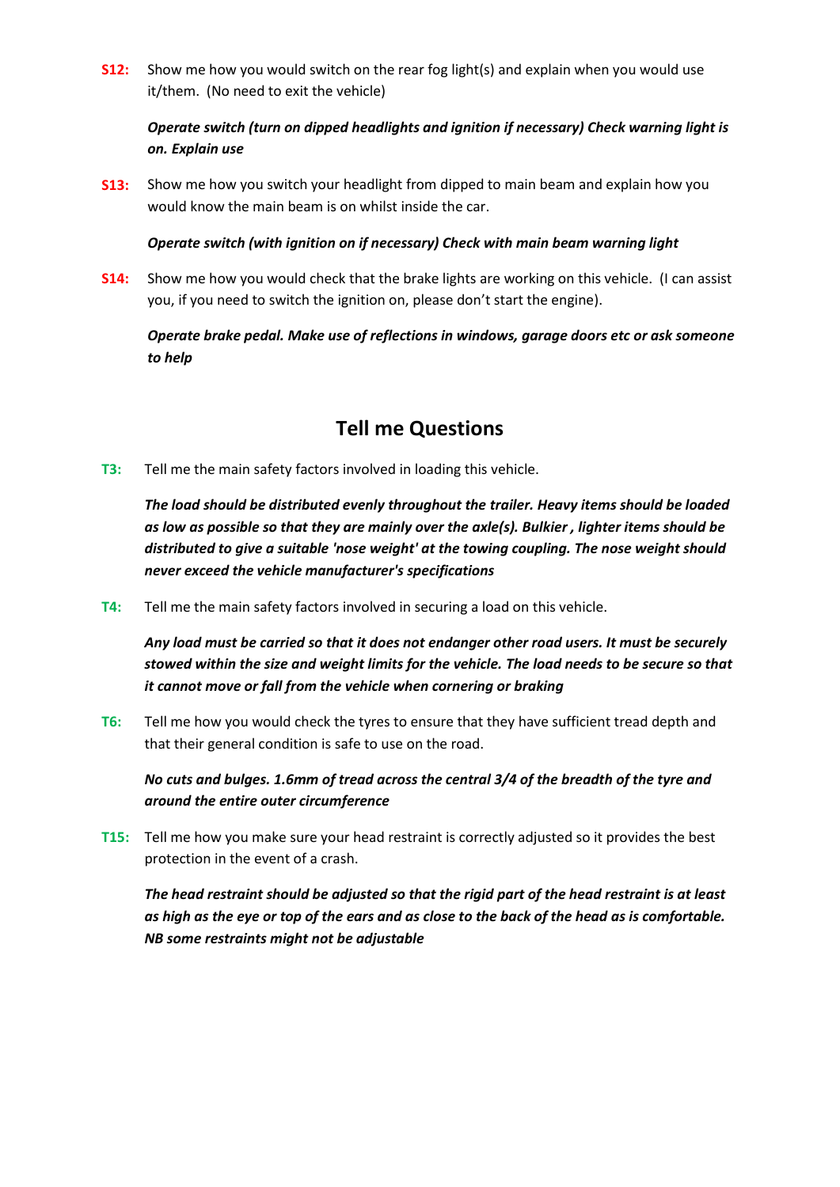**S12:** Show me how you would switch on the rear fog light(s) and explain when you would use it/them. (No need to exit the vehicle)

***Operate switch (turn on dipped headlights and ignition if necessary) Check warning light is on. Explain use***

**S13:** Show me how you switch your headlight from dipped to main beam and explain how you would know the main beam is on whilst inside the car.

***Operate switch (with ignition on if necessary) Check with main beam warning light***

**S14:** Show me how you would check that the brake lights are working on this vehicle. (I can assist you, if you need to switch the ignition on, please don't start the engine).

***Operate brake pedal. Make use of reflections in windows, garage doors etc or ask someone to help***

## Tell me Questions

**T3:** Tell me the main safety factors involved in loading this vehicle.

***The load should be distributed evenly throughout the trailer. Heavy items should be loaded as low as possible so that they are mainly over the axle(s). Bulkier , lighter items should be distributed to give a suitable 'nose weight' at the towing coupling. The nose weight should never exceed the vehicle manufacturer's specifications***

**T4:** Tell me the main safety factors involved in securing a load on this vehicle.

***Any load must be carried so that it does not endanger other road users. It must be securely stowed within the size and weight limits for the vehicle. The load needs to be secure so that it cannot move or fall from the vehicle when cornering or braking***

**T6:** Tell me how you would check the tyres to ensure that they have sufficient tread depth and that their general condition is safe to use on the road.

***No cuts and bulges. 1.6mm of tread across the central 3/4 of the breadth of the tyre and around the entire outer circumference***

**T15:** Tell me how you make sure your head restraint is correctly adjusted so it provides the best protection in the event of a crash.

***The head restraint should be adjusted so that the rigid part of the head restraint is at least as high as the eye or top of the ears and as close to the back of the head as is comfortable. NB some restraints might not be adjustable***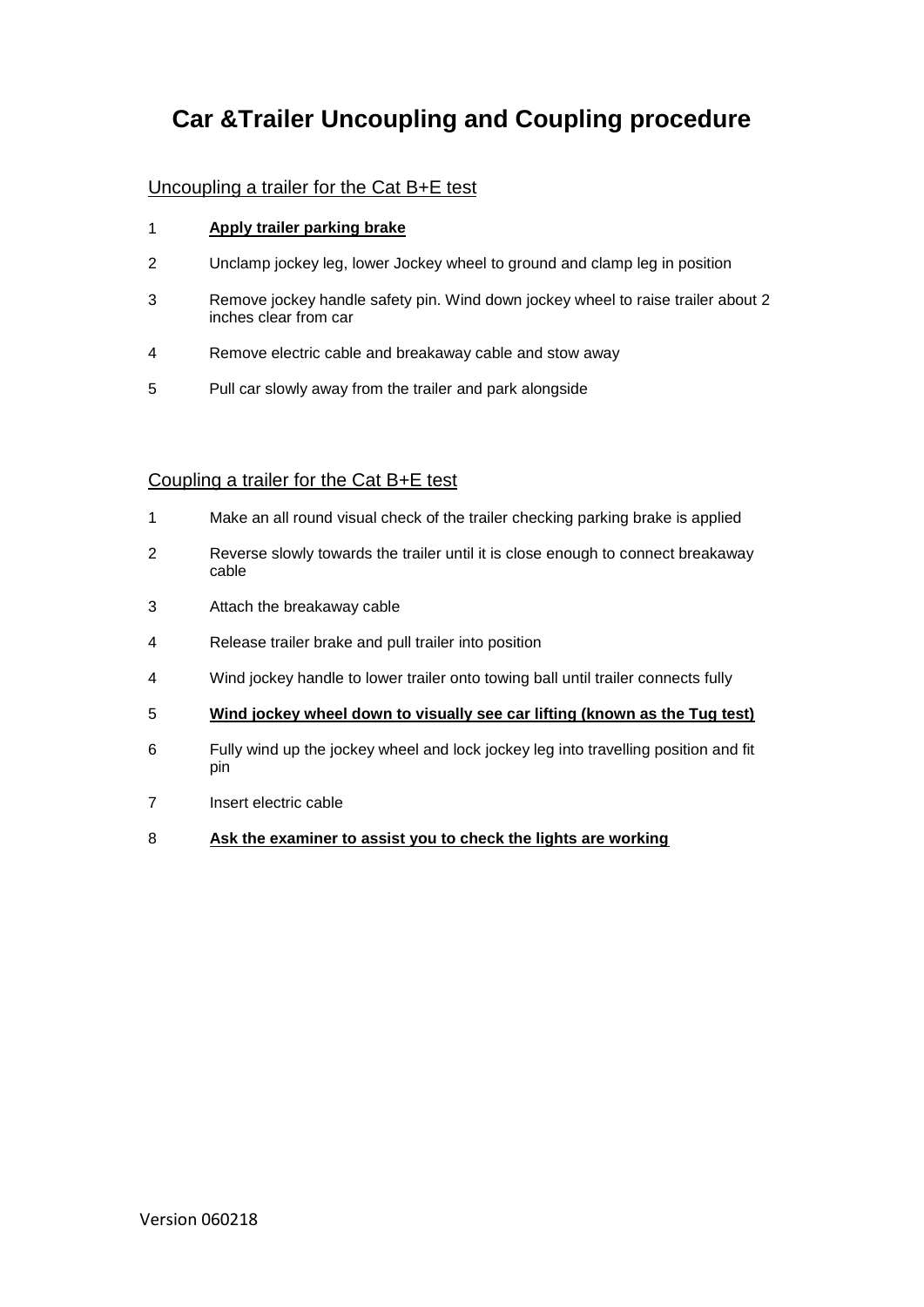# Car &Trailer Uncoupling and Coupling procedure

## Uncoupling a trailer for the Cat B+E test

1 **Apply trailer parking brake**

2 Unclamp jockey leg, lower Jockey wheel to ground and clamp leg in position

3 Remove jockey handle safety pin. Wind down jockey wheel to raise trailer about 2 inches clear from car

4 Remove electric cable and breakaway cable and stow away

5 Pull car slowly away from the trailer and park alongside

## Coupling a trailer for the Cat B+E test

1 Make an all round visual check of the trailer checking parking brake is applied

2 Reverse slowly towards the trailer until it is close enough to connect breakaway cable

3 Attach the breakaway cable

4 Release trailer brake and pull trailer into position

4 Wind jockey handle to lower trailer onto towing ball until trailer connects fully

5 **Wind jockey wheel down to visually see car lifting (known as the Tug test)**

6 Fully wind up the jockey wheel and lock jockey leg into travelling position and fit pin

7 Insert electric cable

8 **Ask the examiner to assist you to check the lights are working**

Version 060218